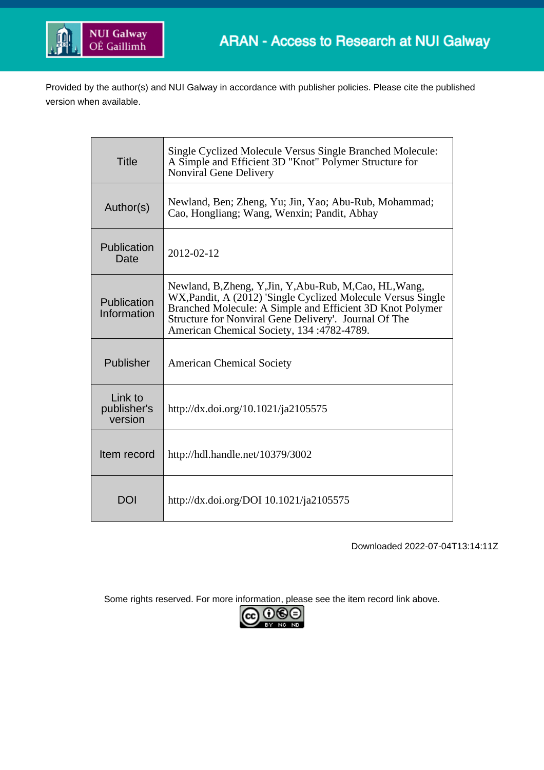ARAN - Access to Research at NUI Galway

Provided by the author(s) and NUI Galway in accordance with publisher policies. Please cite the published version when available.

| Title | Single Cyclized Molecule Versus Single Branched Molecule: A Simple and Efficient 3D "Knot" Polymer Structure for Nonviral Gene Delivery |
|---|---|
| Author(s) | Newland, Ben; Zheng, Yu; Jin, Yao; Abu-Rub, Mohammad; Cao, Hongliang; Wang, Wenxin; Pandit, Abhay |
| Publication Date | 2012-02-12 |
| Publication Information | Newland, B,Zheng, Y,Jin, Y,Abu-Rub, M,Cao, HL,Wang, WX,Pandit, A (2012) 'Single Cyclized Molecule Versus Single Branched Molecule: A Simple and Efficient 3D Knot Polymer Structure for Nonviral Gene Delivery'. Journal Of The American Chemical Society, 134 :4782-4789. |
| Publisher | American Chemical Society |
| Link to publisher's version | http://dx.doi.org/10.1021/ja2105575 |
| Item record | http://hdl.handle.net/10379/3002 |
| DOI | http://dx.doi.org/DOI 10.1021/ja2105575 |

Downloaded 2022-07-04T13:14:11Z

Some rights reserved. For more information, please see the item record link above.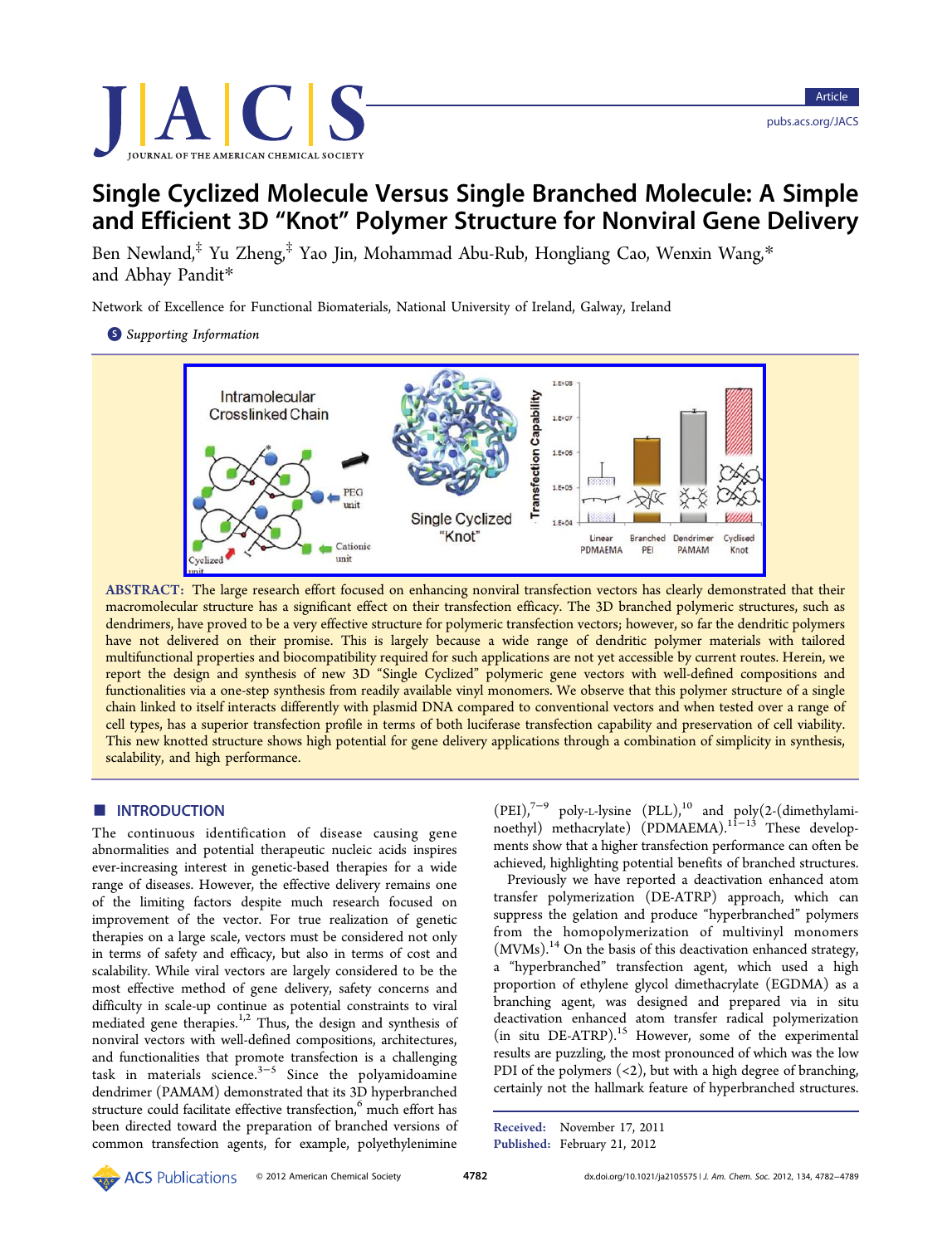# Single Cyclized Molecule Versus Single Branched Molecule: A Simple and Efficient 3D "Knot" Polymer Structure for Nonviral Gene Delivery

Ben Newland,[‡] Yu Zheng,[‡] Yao Jin, Mohammad Abu-Rub, Hongliang Cao, Wenxin Wang,* and Abhay Pandit*

Network of Excellence for Functional Biomaterials, National University of Ireland, Galway, Ireland

Supporting Information

**ABSTRACT:** The large research effort focused on enhancing nonviral transfection vectors has clearly demonstrated that their macromolecular structure has a significant effect on their transfection efficacy. The 3D branched polymeric structures, such as dendrimers, have proved to be a very effective structure for polymeric transfection vectors; however, so far the dendritic polymers have not delivered on their promise. This is largely because a wide range of dendritic polymer materials with tailored multifunctional properties and biocompatibility required for such applications are not yet accessible by current routes. Herein, we report the design and synthesis of new 3D "Single Cyclized" polymeric gene vectors with well-defined compositions and functionalities via a one-step synthesis from readily available vinyl monomers. We observe that this polymer structure of a single chain linked to itself interacts differently with plasmid DNA compared to conventional vectors and when tested over a range of cell types, has a superior transfection profile in terms of both luciferase transfection capability and preservation of cell viability. This new knotted structure shows high potential for gene delivery applications through a combination of simplicity in synthesis, scalability, and high performance.

## INTRODUCTION

The continuous identification of disease causing gene abnormalities and potential therapeutic nucleic acids inspires ever-increasing interest in genetic-based therapies for a wide range of diseases. However, the effective delivery remains one of the limiting factors despite much research focused on improvement of the vector. For true realization of genetic therapies on a large scale, vectors must be considered not only in terms of safety and efficacy, but also in terms of cost and scalability. While viral vectors are largely considered to be the most effective method of gene delivery, safety concerns and difficulty in scale-up continue as potential constraints to viral mediated gene therapies.[1,2] Thus, the design and synthesis of nonviral vectors with well-defined compositions, architectures, and functionalities that promote transfection is a challenging task in materials science.[3−5] Since the polyamidoamine dendrimer (PAMAM) demonstrated that its 3D hyperbranched structure could facilitate effective transfection,[6] much effort has been directed toward the preparation of branched versions of common transfection agents, for example, polyethylenimine (PEI),[7−9] poly-L-lysine (PLL),[10] and poly(2-(dimethylaminoethyl) methacrylate) (PDMAEMA).[11−13] These developments show that a higher transfection performance can often be achieved, highlighting potential benefits of branched structures.

Previously we have reported a deactivation enhanced atom transfer radical polymerization (DE-ATRP) approach, which can suppress the gelation and produce "hyperbranched" polymers from the homopolymerization of multivinyl monomers (MVMs).[14] On the basis of this deactivation enhanced strategy, a "hyperbranched" transfection agent, which used a high proportion of ethylene glycol dimethacrylate (EGDMA) as a branching agent, was designed and prepared via in situ deactivation enhanced atom transfer radical polymerization (in situ DE-ATRP).[15] However, some of the experimental results are puzzling, the most pronounced of which was the low PDI of the polymers (<2), but with a high degree of branching, certainly not the hallmark feature of hyperbranched structures.

Received: November 17, 2011
Published: February 21, 2012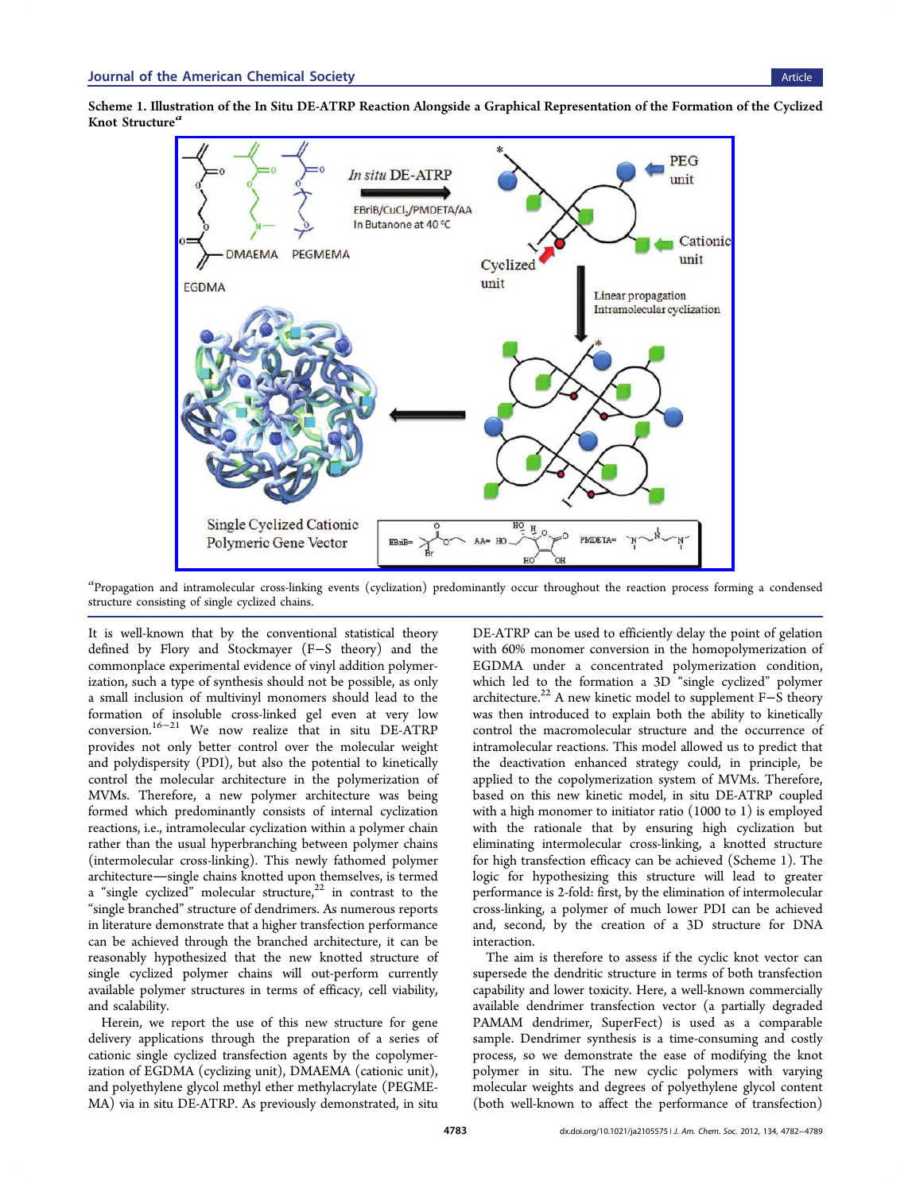**Scheme 1. Illustration of the In Situ DE-ATRP Reaction Alongside a Graphical Representation of the Formation of the Cyclized Knot Structure[a]**

[a]Propagation and intramolecular cross-linking events (cyclization) predominantly occur throughout the reaction process forming a condensed structure consisting of single cyclized chains.

It is well-known that by the conventional statistical theory defined by Flory and Stockmayer (F–S theory) and the commonplace experimental evidence of vinyl addition polymerization, such a type of synthesis should not be possible, as only a small inclusion of multivinyl monomers should lead to the formation of insoluble cross-linked gel even at very low conversion.[16−21] We now realize that in situ DE-ATRP provides not only better control over the molecular weight and polydispersity (PDI), but also the potential to kinetically control the molecular architecture in the polymerization of MVMs. Therefore, a new polymer architecture was being formed which predominantly consists of internal cyclization reactions, i.e., intramolecular cyclization within a polymer chain rather than the usual hyperbranching between polymer chains (intermolecular cross-linking). This newly fathomed polymer architecture—single chains knotted upon themselves, is termed a "single cyclized" molecular structure,[22] in contrast to the "single branched" structure of dendrimers. As numerous reports in literature demonstrate that a higher transfection performance can be achieved through the branched architecture, it can be reasonably hypothesized that the new knotted structure of single cyclized polymer chains will out-perform currently available polymer structures in terms of efficacy, cell viability, and scalability.

Herein, we report the use of this new structure for gene delivery applications through the preparation of a series of cationic single cyclized transfection agents by the copolymerization of EGDMA (cyclizing unit), DMAEMA (cationic unit), and polyethylene glycol methyl ether methylacrylate (PEGMEMA) via in situ DE-ATRP. As previously demonstrated, in situ DE-ATRP can be used to efficiently delay the point of gelation with 60% monomer conversion in the homopolymerization of EGDMA under a concentrated polymerization condition, which led to the formation a 3D "single cyclized" polymer architecture.[22] A new kinetic model to supplement F–S theory was then introduced to explain both the ability to kinetically control the macromolecular structure and the occurrence of intramolecular reactions. This model allowed us to predict that the deactivation enhanced strategy could, in principle, be applied to the copolymerization system of MVMs. Therefore, based on this new kinetic model, in situ DE-ATRP coupled with a high monomer to initiator ratio (1000 to 1) is employed with the rationale that by ensuring high cyclization but eliminating intermolecular cross-linking, a knotted structure for high transfection efficacy can be achieved (Scheme 1). The logic for hypothesizing this structure will lead to greater performance is 2-fold: first, by the elimination of intermolecular cross-linking, a polymer of much lower PDI can be achieved and, second, by the creation of a 3D structure for DNA interaction.

The aim is therefore to assess if the cyclic knot vector can supersede the dendritic structure in terms of both transfection capability and lower toxicity. Here, a well-known commercially available dendrimer transfection vector (a partially degraded PAMAM dendrimer, SuperFect) is used as a comparable sample. Dendrimer synthesis is a time-consuming and costly process, so we demonstrate the ease of modifying the knot polymer in situ. The new cyclic polymers with varying molecular weights and degrees of polyethylene glycol content (both well-known to affect the performance of transfection)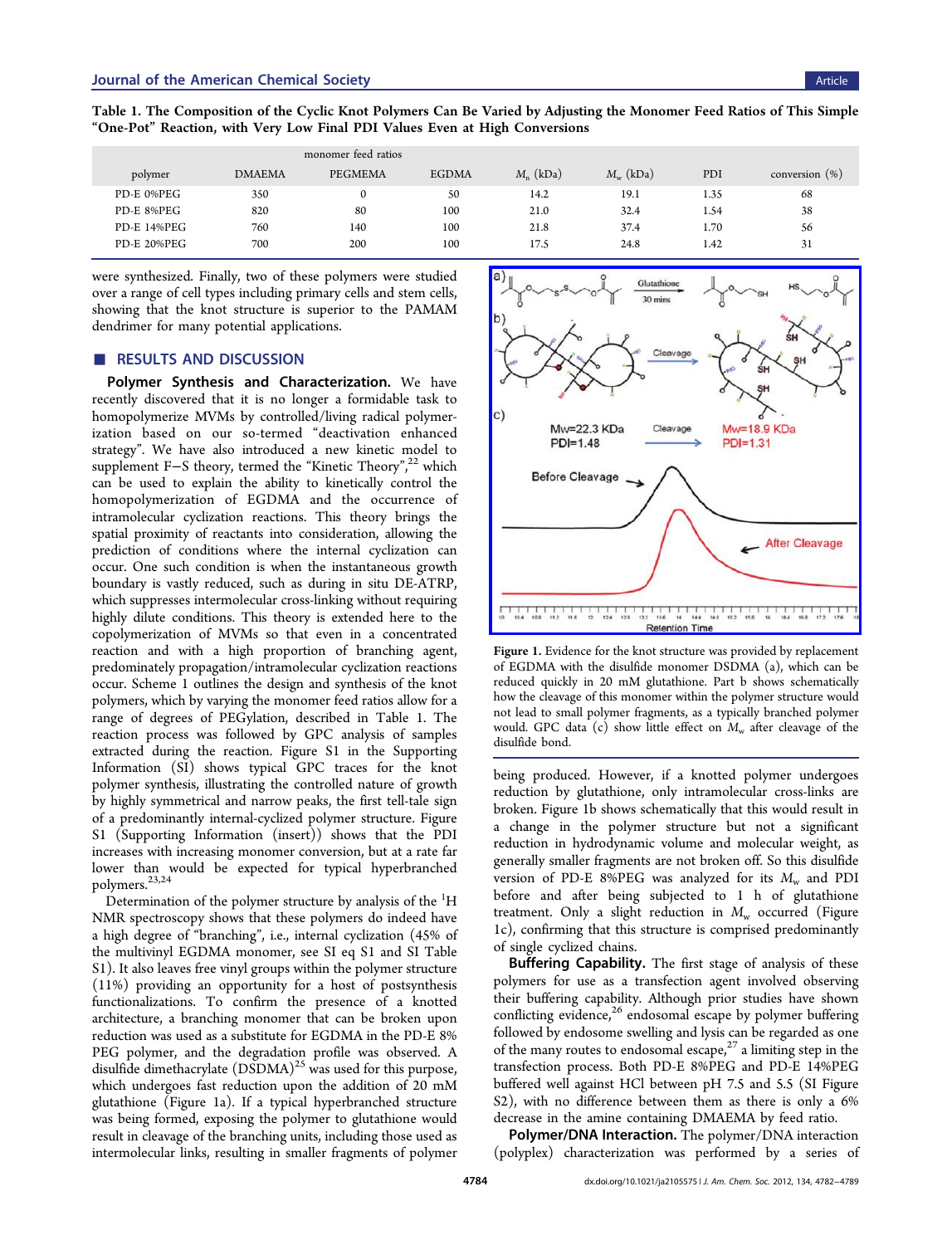Table 1. The Composition of the Cyclic Knot Polymers Can Be Varied by Adjusting the Monomer Feed Ratios of This Simple "One-Pot" Reaction, with Very Low Final PDI Values Even at High Conversions

| | monomer feed ratios | | | | | | |
|---|---|---|---|---|---|---|---|
| polymer | DMAEMA | PEGMEMA | EGDMA | $M_n$ (kDa) | $M_w$ (kDa) | PDI | conversion (%) |
| PD-E 0%PEG | 350 | 0 | 50 | 14.2 | 19.1 | 1.35 | 68 |
| PD-E 8%PEG | 820 | 80 | 100 | 21.0 | 32.4 | 1.54 | 38 |
| PD-E 14%PEG | 760 | 140 | 100 | 21.8 | 37.4 | 1.70 | 56 |
| PD-E 20%PEG | 700 | 200 | 100 | 17.5 | 24.8 | 1.42 | 31 |

were synthesized. Finally, two of these polymers were studied over a range of cell types including primary cells and stem cells, showing that the knot structure is superior to the PAMAM dendrimer for many potential applications.

## RESULTS AND DISCUSSION

**Polymer Synthesis and Characterization.** We have recently discovered that it is no longer a formidable task to homopolymerize MVMs by controlled/living radical polymerization based on our so-termed "deactivation enhanced strategy". We have also introduced a new kinetic model to supplement F−S theory, termed the "Kinetic Theory",[22] which can be used to explain the ability to kinetically control the homopolymerization of EGDMA and the occurrence of intramolecular cyclization reactions. This theory brings the spatial proximity of reactants into consideration, allowing the prediction of conditions where the internal cyclization can occur. One such condition is when the instantaneous growth boundary is vastly reduced, such as during in situ DE-ATRP, which suppresses intermolecular cross-linking without requiring highly dilute conditions. This theory is extended here to the copolymerization of MVMs so that even in a concentrated reaction and with a high proportion of branching agent, predominately propagation/intramolecular cyclization reactions occur. Scheme 1 outlines the design and synthesis of the knot polymers, which by varying the monomer feed ratios allow for a range of degrees of PEGylation, described in Table 1. The reaction process was followed by GPC analysis of samples extracted during the reaction. Figure S1 in the Supporting Information (SI) shows typical GPC traces for the knot polymer synthesis, illustrating the controlled nature of growth by highly symmetrical and narrow peaks, the first tell-tale sign of a predominantly internal-cyclized polymer structure. Figure S1 (Supporting Information (insert)) shows that the PDI increases with increasing monomer conversion, but at a rate far lower than would be expected for typical hyperbranched polymers.[23,24]

Determination of the polymer structure by analysis of the $^1$H NMR spectroscopy shows that these polymers do indeed have a high degree of "branching", i.e., internal cyclization (45% of the multivinyl EGDMA monomer, see SI eq S1 and SI Table S1). It also leaves free vinyl groups within the polymer structure (11%) providing an opportunity for a host of postsynthesis functionalizations. To confirm the presence of a knotted architecture, a branching monomer that can be broken upon reduction was used as a substitute for EGDMA in the PD-E 8% PEG polymer, and the degradation profile was observed. A disulfide dimethacrylate (DSDMA)[25] was used for this purpose, which undergoes fast reduction upon the addition of 20 mM glutathione (Figure 1a). If a typical hyperbranched structure was being formed, exposing the polymer to glutathione would result in cleavage of the branching units, including those used as intermolecular links, resulting in smaller fragments of polymer being produced. However, if a knotted polymer undergoes reduction by glutathione, only intramolecular cross-links are broken. Figure 1b shows schematically that this would result in a change in the polymer structure but not a significant reduction in hydrodynamic volume and molecular weight, as generally smaller fragments are not broken off. So this disulfide version of PD-E 8%PEG was analyzed for its $M_w$ and PDI before and after being subjected to 1 h of glutathione treatment. Only a slight reduction in $M_w$ occurred (Figure 1c), confirming that this structure is comprised predominantly of single cyclized chains.

Figure 1. Evidence for the knot structure was provided by replacement of EGDMA with the disulfide monomer DSDMA (a), which can be reduced quickly in 20 mM glutathione. Part b shows schematically how the cleavage of this monomer within the polymer structure would not lead to small polymer fragments, as a typically branched polymer would. GPC data (c) show little effect on $M_w$ after cleavage of the disulfide bond.

**Buffering Capability.** The first stage of analysis of these polymers for use as a transfection agent involved observing their buffering capability. Although prior studies have shown conflicting evidence,[26] endosomal escape by polymer buffering followed by endosome swelling and lysis can be regarded as one of the many routes to endosomal escape,[27] a limiting step in the transfection process. Both PD-E 8%PEG and PD-E 14%PEG buffered well against HCl between pH 7.5 and 5.5 (SI Figure S2), with no difference between them as there is only a 6% decrease in the amine containing DMAEMA by feed ratio.

**Polymer/DNA Interaction.** The polymer/DNA interaction (polyplex) characterization was performed by a series of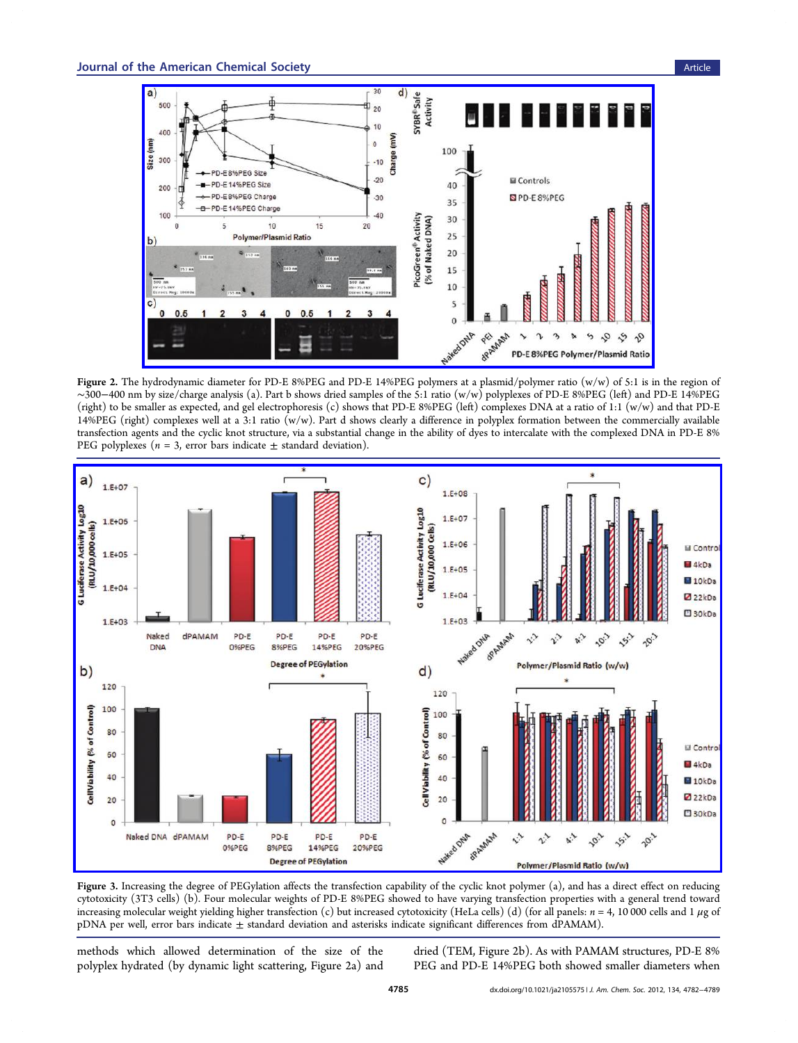**Figure 2.** The hydrodynamic diameter for PD-E 8%PEG and PD-E 14%PEG polymers at a plasmid/polymer ratio (w/w) of 5:1 is in the region of ∼300−400 nm by size/charge analysis (a). Part b shows dried samples of the 5:1 ratio (w/w) polyplexes of PD-E 8%PEG (left) and PD-E 14%PEG (right) to be smaller as expected, and gel electrophoresis (c) shows that PD-E 8%PEG (left) complexes DNA at a ratio of 1:1 (w/w) and that PD-E 14%PEG (right) complexes well at a 3:1 ratio (w/w). Part d shows clearly a difference in polyplex formation between the commercially available transfection agents and the cyclic knot structure, via a substantial change in the ability of dyes to intercalate with the complexed DNA in PD-E 8% PEG polyplexes ($n = 3$, error bars indicate ± standard deviation).

**Figure 3.** Increasing the degree of PEGylation affects the transfection capability of the cyclic knot polymer (a), and has a direct effect on reducing cytotoxicity (3T3 cells) (b). Four molecular weights of PD-E 8%PEG showed to have varying transfection properties with a general trend toward increasing molecular weight yielding higher transfection (c) but increased cytotoxicity (HeLa cells) (d) (for all panels: $n = 4$, 10 000 cells and 1 $\mu$g of pDNA per well, error bars indicate ± standard deviation and asterisks indicate significant differences from dPAMAM).

methods which allowed determination of the size of the polyplex hydrated (by dynamic light scattering, Figure 2a) and dried (TEM, Figure 2b). As with PAMAM structures, PD-E 8% PEG and PD-E 14%PEG both showed smaller diameters when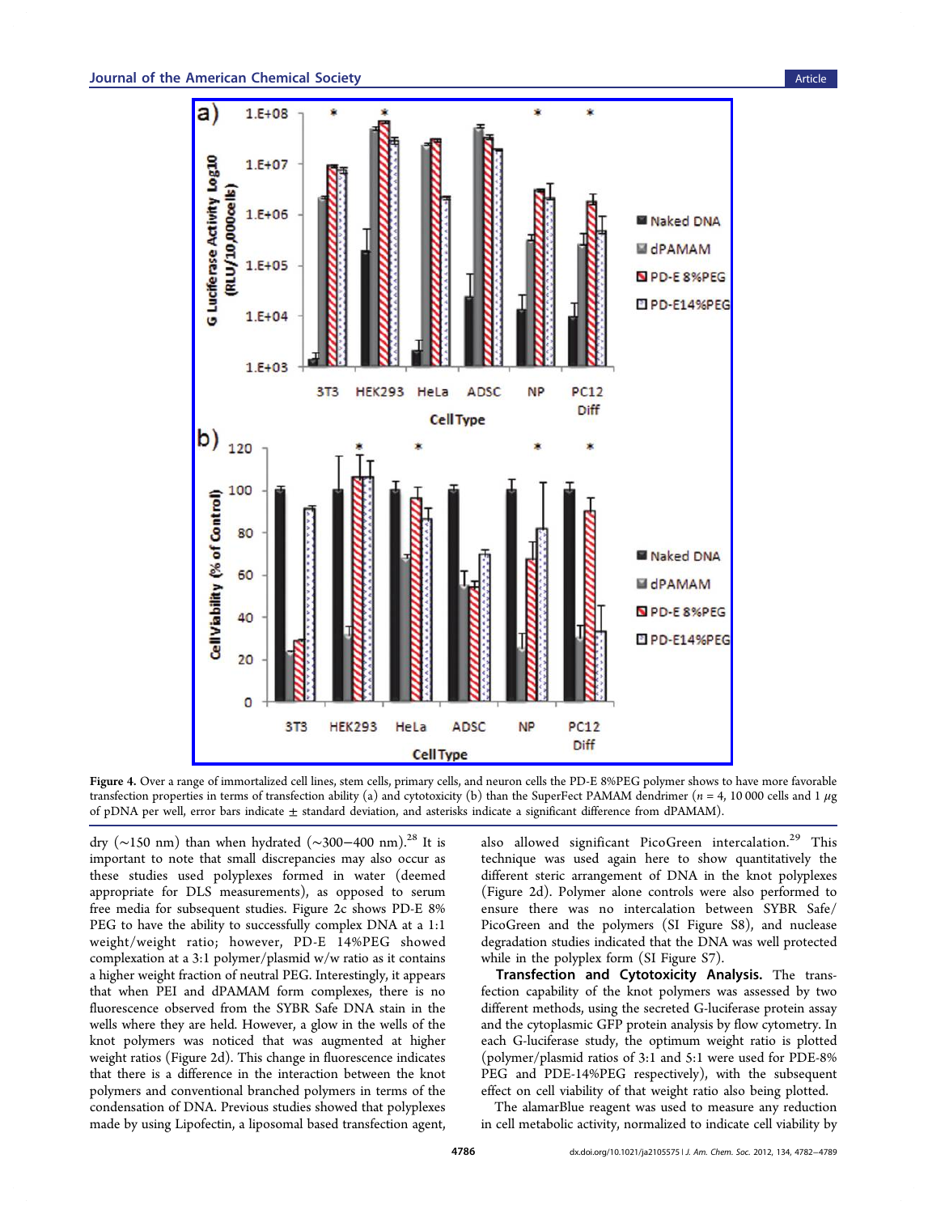Figure 4. Over a range of immortalized cell lines, stem cells, primary cells, and neuron cells the PD-E 8%PEG polymer shows to have more favorable transfection properties in terms of transfection ability (a) and cytotoxicity (b) than the SuperFect PAMAM dendrimer ($n = 4$, 10 000 cells and 1 $\mu$g of pDNA per well, error bars indicate ± standard deviation, and asterisks indicate a significant difference from dPAMAM).

dry (~150 nm) than when hydrated (~300–400 nm).[28] It is important to note that small discrepancies may also occur as these studies used polyplexes formed in water (deemed appropriate for DLS measurements), as opposed to serum free media for subsequent studies. Figure 2c shows PD-E 8% PEG to have the ability to successfully complex DNA at a 1:1 weight/weight ratio; however, PD-E 14%PEG showed complexation at a 3:1 polymer/plasmid w/w ratio as it contains a higher weight fraction of neutral PEG. Interestingly, it appears that when PEI and dPAMAM form complexes, there is no fluorescence observed from the SYBR Safe DNA stain in the wells where they are held. However, a glow in the wells of the knot polymers was noticed that was augmented at higher weight ratios (Figure 2d). This change in fluorescence indicates that there is a difference in the interaction between the knot polymers and conventional branched polymers in terms of the condensation of DNA. Previous studies showed that polyplexes made by using Lipofectin, a liposomal based transfection agent, also allowed significant PicoGreen intercalation.[29] This technique was used again here to show quantitatively the different steric arrangement of DNA in the knot polyplexes (Figure 2d). Polymer alone controls were also performed to ensure there was no intercalation between SYBR Safe/PicoGreen and the polymers (SI Figure S8), and nuclease degradation studies indicated that the DNA was well protected while in the polyplex form (SI Figure S7).

**Transfection and Cytotoxicity Analysis.** The transfection capability of the knot polymers was assessed by two different methods, using the secreted G-luciferase protein assay and the cytoplasmic GFP protein analysis by flow cytometry. In each G-luciferase study, the optimum weight ratio is plotted (polymer/plasmid ratios of 3:1 and 5:1 were used for PDE-8% PEG and PDE-14%PEG respectively), with the subsequent effect on cell viability of that weight ratio also being plotted.

The alamarBlue reagent was used to measure any reduction in cell metabolic activity, normalized to indicate cell viability by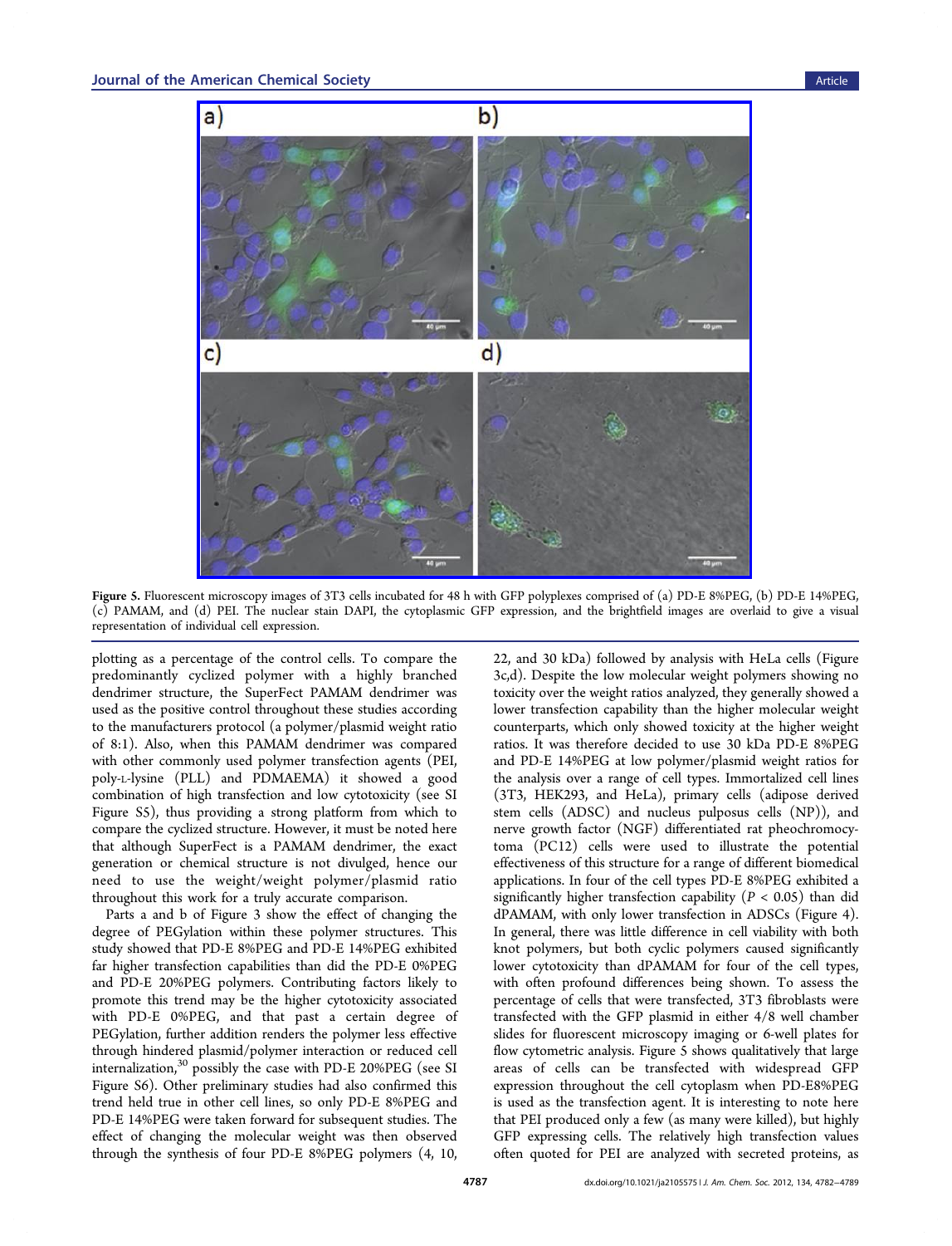Figure 5. Fluorescent microscopy images of 3T3 cells incubated for 48 h with GFP polyplexes comprised of (a) PD-E 8%PEG, (b) PD-E 14%PEG, (c) PAMAM, and (d) PEI. The nuclear stain DAPI, the cytoplasmic GFP expression, and the brightfield images are overlaid to give a visual representation of individual cell expression.

plotting as a percentage of the control cells. To compare the predominantly cyclized polymer with a highly branched dendrimer structure, the SuperFect PAMAM dendrimer was used as the positive control throughout these studies according to the manufacturers protocol (a polymer/plasmid weight ratio of 8:1). Also, when this PAMAM dendrimer was compared with other commonly used polymer transfection agents (PEI, poly-L-lysine (PLL) and PDMAEMA) it showed a good combination of high transfection and low cytotoxicity (see SI Figure S5), thus providing a strong platform from which to compare the cyclized structure. However, it must be noted here that although SuperFect is a PAMAM dendrimer, the exact generation or chemical structure is not divulged, hence our need to use the weight/weight polymer/plasmid ratio throughout this work for a truly accurate comparison.

Parts a and b of Figure 3 show the effect of changing the degree of PEGylation within these polymer structures. This study showed that PD-E 8%PEG and PD-E 14%PEG exhibited far higher transfection capabilities than did the PD-E 0%PEG and PD-E 20%PEG polymers. Contributing factors likely to promote this trend may be the higher cytotoxicity associated with PD-E 0%PEG, and that past a certain degree of PEGylation, further addition renders the polymer less effective through hindered plasmid/polymer interaction or reduced cell internalization,[30] possibly the case with PD-E 20%PEG (see SI Figure S6). Other preliminary studies had also confirmed this trend held true in other cell lines, so only PD-E 8%PEG and PD-E 14%PEG were taken forward for subsequent studies. The effect of changing the molecular weight was then observed through the synthesis of four PD-E 8%PEG polymers (4, 10, 22, and 30 kDa) followed by analysis with HeLa cells (Figure 3c,d). Despite the low molecular weight polymers showing no toxicity over the weight ratios analyzed, they generally showed a lower transfection capability than the higher molecular weight counterparts, which only showed toxicity at the higher weight ratios. It was therefore decided to use 30 kDa PD-E 8%PEG and PD-E 14%PEG at low polymer/plasmid weight ratios for the analysis over a range of cell types. Immortalized cell lines (3T3, HEK293, and HeLa), primary cells (adipose derived stem cells (ADSC) and nucleus pulposus cells (NP)), and nerve growth factor (NGF) differentiated rat pheochromocytoma (PC12) cells were used to illustrate the potential effectiveness of this structure for a range of different biomedical applications. In four of the cell types PD-E 8%PEG exhibited a significantly higher transfection capability ($P < 0.05$) than did dPAMAM, with only lower transfection in ADSCs (Figure 4). In general, there was little difference in cell viability with both knot polymers, but both cyclic polymers caused significantly lower cytotoxicity than dPAMAM for four of the cell types, with often profound differences being shown. To assess the percentage of cells that were transfected, 3T3 fibroblasts were transfected with the GFP plasmid in either 4/8 well chamber slides for fluorescent microscopy imaging or 6-well plates for flow cytometric analysis. Figure 5 shows qualitatively that large areas of cells can be transfected with widespread GFP expression throughout the cell cytoplasm when PD-E8%PEG is used as the transfection agent. It is interesting to note here that PEI produced only a few (as many were killed), but highly GFP expressing cells. The relatively high transfection values often quoted for PEI are analyzed with secreted proteins, as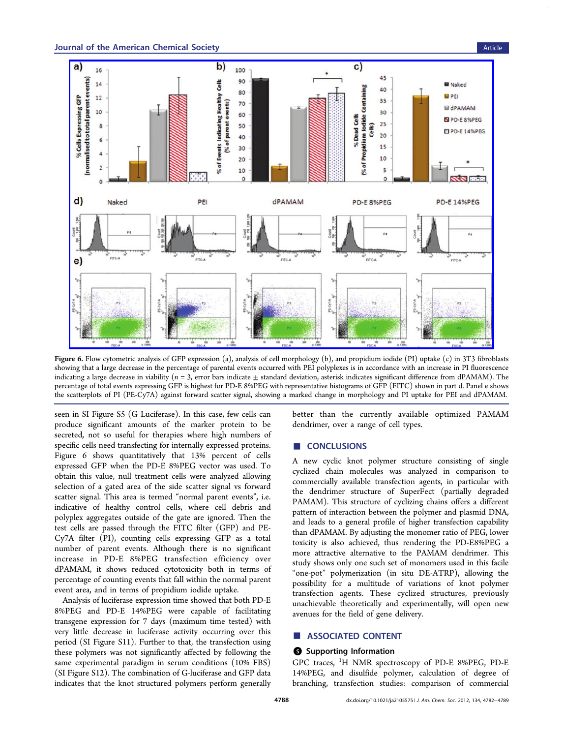Figure 6. Flow cytometric analysis of GFP expression (a), analysis of cell morphology (b), and propidium iodide (PI) uptake (c) in 3T3 fibroblasts showing that a large decrease in the percentage of parental events occurred with PEI polyplexes is in accordance with an increase in PI fluorescence indicating a large decrease in viability ($n = 3$, error bars indicate ± standard deviation, asterisk indicates significant difference from dPAMAM). The percentage of total events expressing GFP is highest for PD-E 8%PEG with representative histograms of GFP (FITC) shown in part d. Panel e shows the scatterplots of PI (PE-Cy7A) against forward scatter signal, showing a marked change in morphology and PI uptake for PEI and dPAMAM.

seen in SI Figure S5 (G Luciferase). In this case, few cells can produce significant amounts of the marker protein to be secreted, not so useful for therapies where high numbers of specific cells need transfecting for internally expressed proteins. Figure 6 shows quantitatively that 13% percent of cells expressed GFP when the PD-E 8%PEG vector was used. To obtain this value, null treatment cells were analyzed allowing selection of a gated area of the side scatter signal vs forward scatter signal. This area is termed "normal parent", i.e. indicative of healthy control cells, where cell debris and polyplex aggregates outside of the gate are ignored. Then the test cells are passed through the FITC filter (GFP) and PE-Cy7A filter (PI), counting cells expressing GFP as a total number of parent events. Although there is no significant increase in PD-E 8%PEG transfection efficiency over dPAMAM, it shows reduced cytotoxicity both in terms of percentage of counting events that fall within the normal parent event area, and in terms of propidium iodide uptake.

Analysis of luciferase expression time showed that both PD-E 8%PEG and PD-E 14%PEG were capable of facilitating transgene expression for 7 days (maximum time tested) with very little decrease in luciferase activity occurring over this period (SI Figure S11). Further to that, the transfection using these polymers was not significantly affected by following the same experimental paradigm in serum conditions (10% FBS) (SI Figure S12). The combination of G-luciferase and GFP data indicates that the knot structured polymers perform generally better than the currently available optimized PAMAM dendrimer, over a range of cell types.

## CONCLUSIONS

A new cyclic knot polymer structure consisting of single cyclized chain molecules was analyzed in comparison to commercially available transfection agents, in particular with the dendrimer structure of SuperFect (partially degraded PAMAM). This structure of cyclizing chains offers a different pattern of interaction between the polymer and plasmid DNA, and leads to a general profile of higher transfection capability than dPAMAM. By adjusting the monomer ratio of PEG, lower toxicity is also achieved, thus rendering the PD-E8%PEG a more attractive alternative to the PAMAM dendrimer. This study shows only one such set of monomers used in this facile "one-pot" polymerization (in situ DE-ATRP), allowing the possibility for a multitude of variations of knot polymer transfection agents. These cyclized structures, previously unachievable theoretically and experimentally, will open new avenues for the field of gene delivery.

## ASSOCIATED CONTENT

### Supporting Information

GPC traces, $^{1}H$ NMR spectroscopy of PD-E 8%PEG, PD-E 14%PEG, and disulfide polymer, calculation of degree of branching, transfection studies: comparison of commercial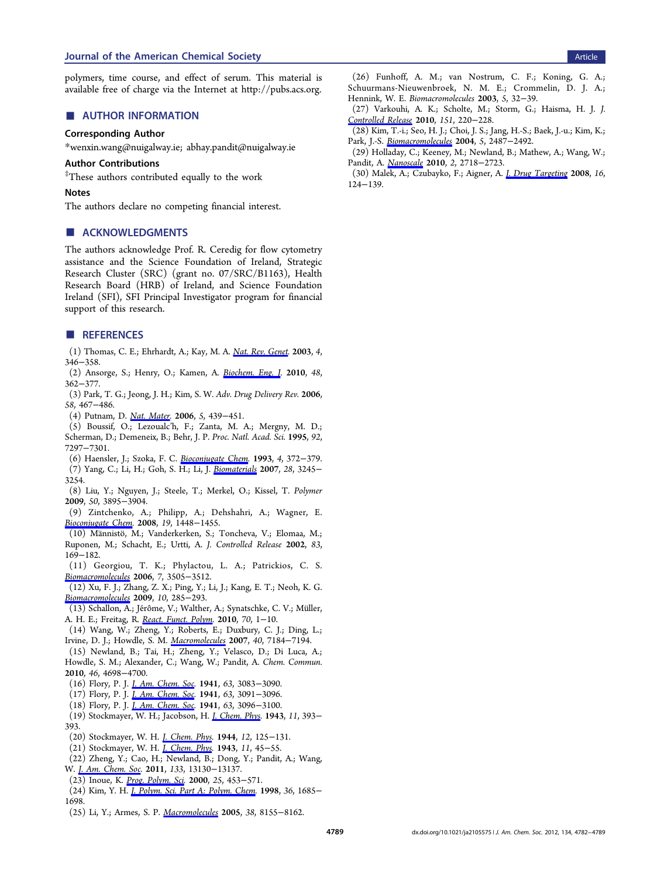polymers, time course, and effect of serum. This material is available free of charge via the Internet at http://pubs.acs.org.

## AUTHOR INFORMATION

### Corresponding Author

*wenxin.wang@nuigalway.ie; abhay.pandit@nuigalway.ie

### Author Contributions

‡These authors contributed equally to the work

### Notes

The authors declare no competing financial interest.

## ACKNOWLEDGMENTS

The authors acknowledge Prof. R. Ceredig for flow cytometry assistance and the Science Foundation of Ireland, Strategic Research Cluster (SRC) (grant no. 07/SRC/B1163), Health Research Board (HRB) of Ireland, and Science Foundation Ireland (SFI), SFI Principal Investigator program for financial support of this research.

## REFERENCES

(1) Thomas, C. E.; Ehrhardt, A.; Kay, M. A. *Nat. Rev. Genet.* **2003**, *4*, 346−358.

(2) Ansorge, S.; Henry, O.; Kamen, A. *Biochem. Eng. J.* **2010**, *48*, 362−377.

(3) Park, T. G.; Jeong, J. H.; Kim, S. W. *Adv. Drug Delivery Rev.* **2006**, *58*, 467−486.

(4) Putnam, D. *Nat. Mater.* **2006**, *5*, 439−451.

(5) Boussif, O.; Lezoualc'h, F.; Zanta, M. A.; Mergny, M. D.; Scherman, D.; Demeneix, B.; Behr, J. P. *Proc. Natl. Acad. Sci.* **1995**, *92*, 7297−7301.

(6) Haensler, J.; Szoka, F. C. *Bioconjugate Chem.* **1993**, *4*, 372−379.

(7) Yang, C.; Li, H.; Goh, S. H.; Li, J. *Biomaterials* **2007**, *28*, 3245−3254.

(8) Liu, Y.; Nguyen, J.; Steele, T.; Merkel, O.; Kissel, T. *Polymer* **2009**, *50*, 3895−3904.

(9) Zintchenko, A.; Philipp, A.; Dehshahri, A.; Wagner, E. *Bioconjugate Chem.* **2008**, *19*, 1448−1455.

(10) Männistö, M.; Vanderkerken, S.; Toncheva, V.; Elomaa, M.; Ruponen, M.; Schacht, E.; Urtti, A. *J. Controlled Release* **2002**, *83*, 169−182.

(11) Georgiou, T. K.; Phylactou, L. A.; Patrickios, C. S. *Biomacromolecules* **2006**, *7*, 3505−3512.

(12) Xu, F. J.; Zhang, Z. X.; Ping, Y.; Li, J.; Kang, E. T.; Neoh, K. G. *Biomacromolecules* **2009**, *10*, 285−293.

(13) Schallon, A.; Jérôme, V.; Walther, A.; Synatschke, C. V.; Müller, A. H. E.; Freitag, R. *React. Funct. Polym.* **2010**, *70*, 1−10.

(14) Wang, W.; Zheng, Y.; Roberts, E.; Duxbury, C. J.; Ding, L.; Irvine, D. J.; Howdle, S. M. *Macromolecules* **2007**, *40*, 7184−7194.

(15) Newland, B.; Tai, H.; Zheng, Y.; Velasco, D.; Di Luca, A.; Howdle, S. M.; Alexander, C.; Wang, W.; Pandit, A. *Chem. Commun.* **2010**, *46*, 4698−4700.

(16) Flory, P. J. *J. Am. Chem. Soc.* **1941**, *63*, 3083−3090.

(17) Flory, P. J. *J. Am. Chem. Soc.* **1941**, *63*, 3091−3096.

(18) Flory, P. J. *J. Am. Chem. Soc.* **1941**, *63*, 3096−3100.

(19) Stockmayer, W. H.; Jacobson, H. *J. Chem. Phys.* **1943**, *11*, 393−393.

(20) Stockmayer, W. H. *J. Chem. Phys.* **1944**, *12*, 125−131.

(21) Stockmayer, W. H. *J. Chem. Phys.* **1943**, *11*, 45−55.

(22) Zheng, Y.; Cao, H.; Newland, B.; Dong, Y.; Pandit, A.; Wang, W. *J. Am. Chem. Soc.* **2011**, *133*, 13130−13137.

(23) Inoue, K. *Prog. Polym. Sci.* **2000**, *25*, 453−571.

(24) Kim, Y. H. *J. Polym. Sci. Part A: Polym. Chem.* **1998**, *36*, 1685−1698.

(25) Li, Y.; Armes, S. P. *Macromolecules* **2005**, *38*, 8155−8162.

(26) Funhoff, A. M.; van Nostrum, C. F.; Koning, G. A.; Schuurmans-Nieuwenbroek, N. M. E.; Crommelin, D. J. A.; Hennink, W. E. *Biomacromolecules* **2003**, *5*, 32−39.

(27) Varkouhi, A. K.; Scholte, M.; Storm, G.; Haisma, H. J. *J. Controlled Release* **2010**, *151*, 220−228.

(28) Kim, T.-i.; Seo, H. J.; Choi, J. S.; Jang, H.-S.; Baek, J.-u.; Kim, K.; Park, J.-S. *Biomacromolecules* **2004**, *5*, 2487−2492.

(29) Holladay, C.; Keeney, M.; Newland, B.; Mathew, A.; Wang, W.; Pandit, A. *Nanoscale* **2010**, *2*, 2718−2723.

(30) Malek, A.; Czubayko, F.; Aigner, A. *J. Drug Targeting* **2008**, *16*, 124−139.